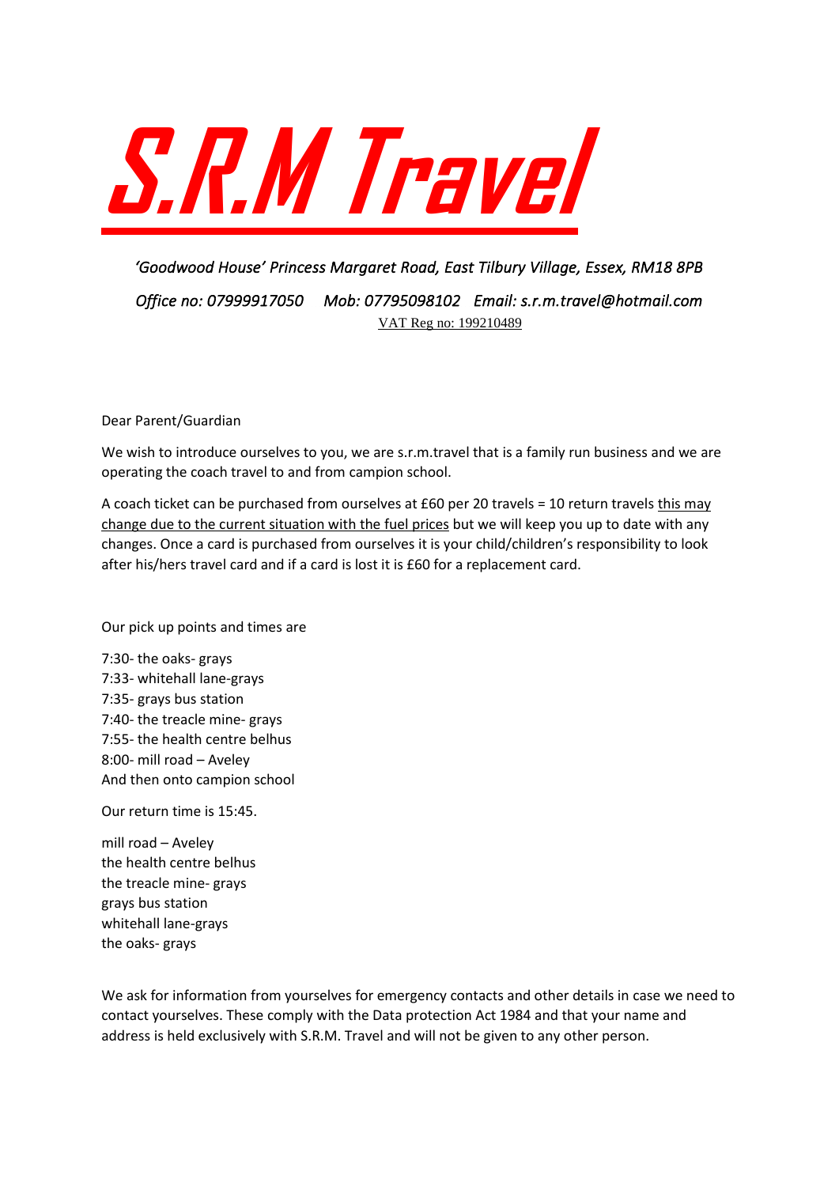# S.R.M Travel

*'Goodwood House' Princess Margaret Road, East Tilbury Village, Essex, RM18 8PB*

*Office no: 07999917050     Mob: 07795098102   Email: s.r.m.travel@hotmail.com*

VAT Reg no: 199210489

Dear Parent/Guardian

We wish to introduce ourselves to you, we are s.r.m.travel that is a family run business and we are operating the coach travel to and from campion school.

A coach ticket can be purchased from ourselves at £60 per 20 travels = 10 return travels this may change due to the current situation with the fuel prices but we will keep you up to date with any changes. Once a card is purchased from ourselves it is your child/children's responsibility to look after his/hers travel card and if a card is lost it is £60 for a replacement card.

Our pick up points and times are

7:30- the oaks- grays
7:33- whitehall lane-grays
7:35- grays bus station
7:40- the treacle mine- grays
7:55- the health centre belhus
8:00- mill road – Aveley
And then onto campion school

Our return time is 15:45.

mill road – Aveley
the health centre belhus
the treacle mine- grays
grays bus station
whitehall lane-grays
the oaks- grays

We ask for information from yourselves for emergency contacts and other details in case we need to contact yourselves. These comply with the Data protection Act 1984 and that your name and address is held exclusively with S.R.M. Travel and will not be given to any other person.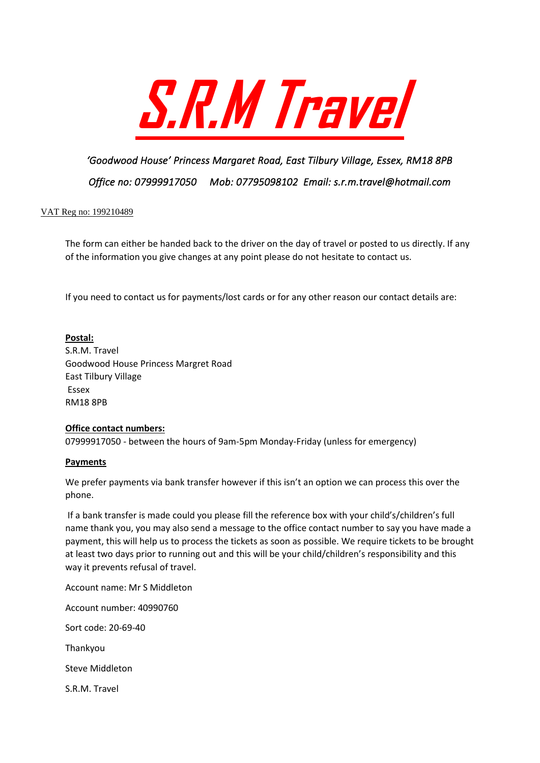# S.R.M Travel

*'Goodwood House' Princess Margaret Road, East Tilbury Village, Essex, RM18 8PB*

*Office no: 07999917050   Mob: 07795098102  Email: s.r.m.travel@hotmail.com*

VAT Reg no: 199210489

The form can either be handed back to the driver on the day of travel or posted to us directly. If any of the information you give changes at any point please do not hesitate to contact us.

If you need to contact us for payments/lost cards or for any other reason our contact details are:

**Postal:**
S.R.M. Travel
Goodwood House Princess Margret Road
East Tilbury Village
Essex
RM18 8PB

**Office contact numbers:**
07999917050 - between the hours of 9am-5pm Monday-Friday (unless for emergency)

**Payments**

We prefer payments via bank transfer however if this isn't an option we can process this over the phone.

If a bank transfer is made could you please fill the reference box with your child's/children's full name thank you, you may also send a message to the office contact number to say you have made a payment, this will help us to process the tickets as soon as possible. We require tickets to be brought at least two days prior to running out and this will be your child/children's responsibility and this way it prevents refusal of travel.

Account name: Mr S Middleton

Account number: 40990760

Sort code: 20-69-40

Thankyou

Steve Middleton

S.R.M. Travel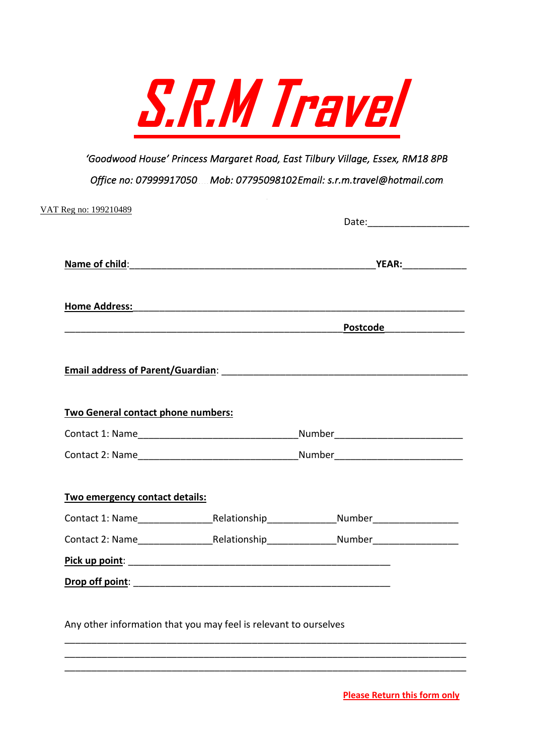# S.R.M Travel

*'Goodwood House' Princess Margaret Road, East Tilbury Village, Essex, RM18 8PB*

*Office no: 07999917050 Mob: 07795098102Email: s.r.m.travel@hotmail.com*

VAT Reg no: 199210489

Date:___________________

**Name of child**:_______________________________________________**YEAR:**____________

**Home Address:**________________________________________________________________

______________________________________________________**Postcode**_______________

**Email address of Parent/Guardian**: _______________________________________________

**Two General contact phone numbers:**

Contact 1: Name______________________________Number________________________

Contact 2: Name______________________________Number________________________

**Two emergency contact details:**

Contact 1: Name______________Relationship_____________Number________________

Contact 2: Name______________Relationship_____________Number________________

**Pick up point**: __________________________________________________

**Drop off point**: _________________________________________________

Any other information that you may feel is relevant to ourselves

_____________________________________________________________________________

_____________________________________________________________________________

_____________________________________________________________________________

**Please Return this form only**